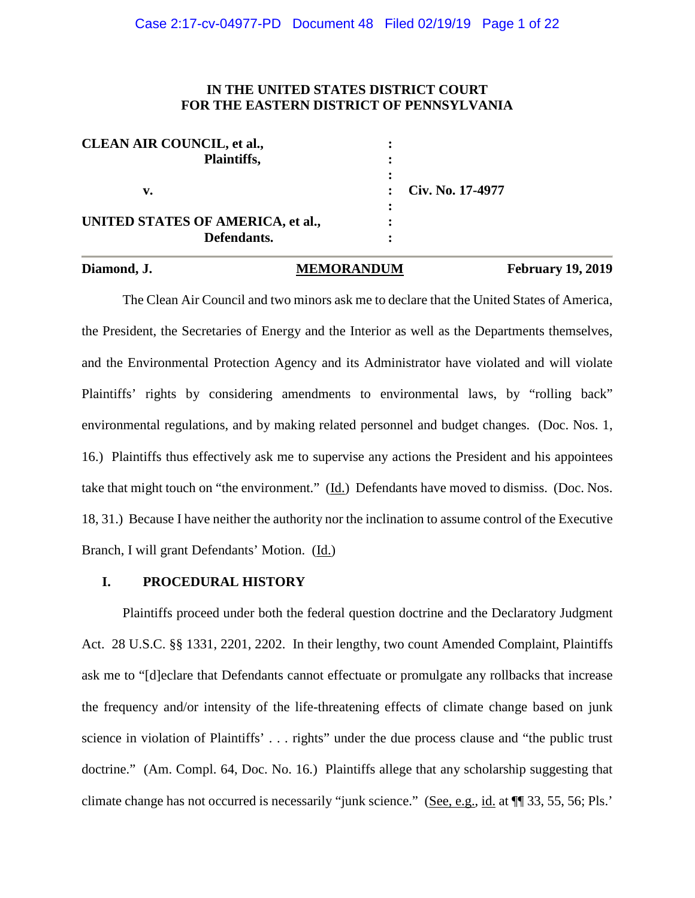**IN THE UNITED STATES DISTRICT COURT**
**FOR THE EASTERN DISTRICT OF PENNSYLVANIA**

| | | |
|---|---|---|
| **CLEAN AIR COUNCIL, et al.,** | : | |
| **Plaintiffs,** | : | |
| | : | |
| **v.** | : | **Civ. No. 17-4977** |
| | : | |
| **UNITED STATES OF AMERICA, et al.,** | : | |
| **Defendants.** | : | |

**Diamond, J.** **MEMORANDUM** **February 19, 2019**

The Clean Air Council and two minors ask me to declare that the United States of America, the President, the Secretaries of Energy and the Interior as well as the Departments themselves, and the Environmental Protection Agency and its Administrator have violated and will violate Plaintiffs' rights by considering amendments to environmental laws, by "rolling back" environmental regulations, and by making related personnel and budget changes. (Doc. Nos. 1, 16.) Plaintiffs thus effectively ask me to supervise any actions the President and his appointees take that might touch on "the environment." (Id.) Defendants have moved to dismiss. (Doc. Nos. 18, 31.) Because I have neither the authority nor the inclination to assume control of the Executive Branch, I will grant Defendants' Motion. (Id.)

## I. PROCEDURAL HISTORY

Plaintiffs proceed under both the federal question doctrine and the Declaratory Judgment Act. 28 U.S.C. §§ 1331, 2201, 2202. In their lengthy, two count Amended Complaint, Plaintiffs ask me to "[d]eclare that Defendants cannot effectuate or promulgate any rollbacks that increase the frequency and/or intensity of the life-threatening effects of climate change based on junk science in violation of Plaintiffs' . . . rights" under the due process clause and "the public trust doctrine." (Am. Compl. 64, Doc. No. 16.) Plaintiffs allege that any scholarship suggesting that climate change has not occurred is necessarily "junk science." (See, e.g., id. at ¶¶ 33, 55, 56; Pls.'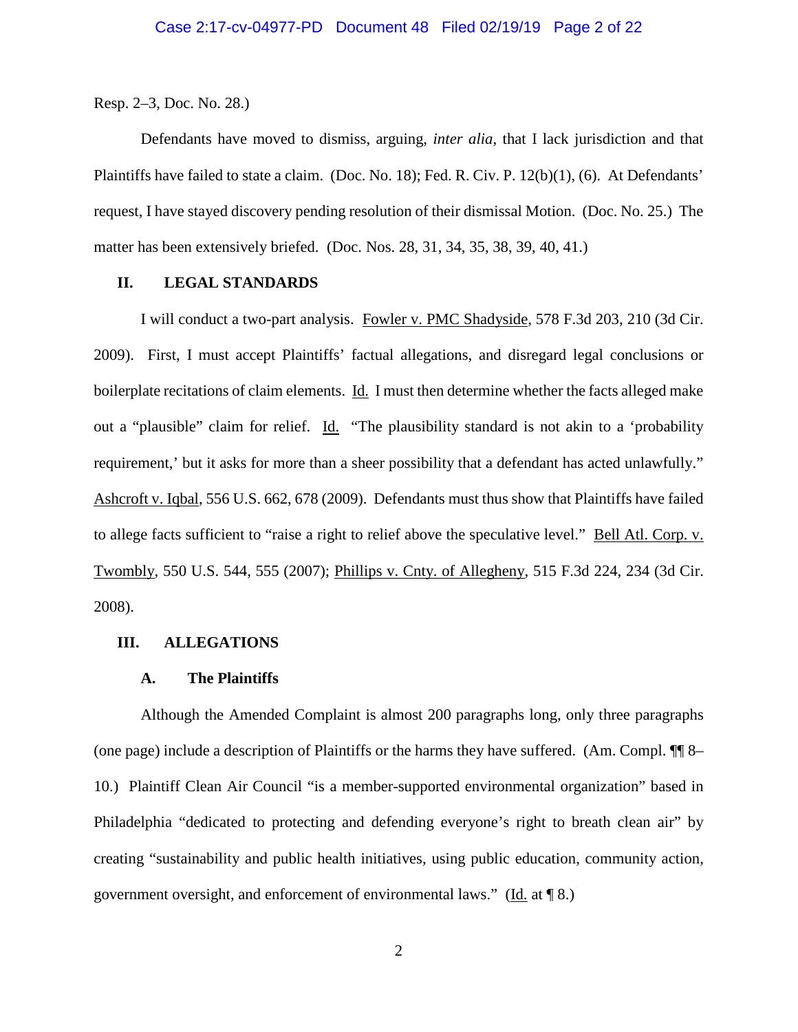Resp. 2–3, Doc. No. 28.)

Defendants have moved to dismiss, arguing, *inter alia*, that I lack jurisdiction and that Plaintiffs have failed to state a claim. (Doc. No. 18); Fed. R. Civ. P. 12(b)(1), (6). At Defendants' request, I have stayed discovery pending resolution of their dismissal Motion. (Doc. No. 25.) The matter has been extensively briefed. (Doc. Nos. 28, 31, 34, 35, 38, 39, 40, 41.)

## II. LEGAL STANDARDS

I will conduct a two-part analysis. Fowler v. PMC Shadyside, 578 F.3d 203, 210 (3d Cir. 2009). First, I must accept Plaintiffs' factual allegations, and disregard legal conclusions or boilerplate recitations of claim elements. Id. I must then determine whether the facts alleged make out a "plausible" claim for relief. Id. "The plausibility standard is not akin to a 'probability requirement,' but it asks for more than a sheer possibility that a defendant has acted unlawfully." Ashcroft v. Iqbal, 556 U.S. 662, 678 (2009). Defendants must thus show that Plaintiffs have failed to allege facts sufficient to "raise a right to relief above the speculative level." Bell Atl. Corp. v. Twombly, 550 U.S. 544, 555 (2007); Phillips v. Cnty. of Allegheny, 515 F.3d 224, 234 (3d Cir. 2008).

## III. ALLEGATIONS

### A. The Plaintiffs

Although the Amended Complaint is almost 200 paragraphs long, only three paragraphs (one page) include a description of Plaintiffs or the harms they have suffered. (Am. Compl. ¶¶ 8–10.) Plaintiff Clean Air Council "is a member-supported environmental organization" based in Philadelphia "dedicated to protecting and defending everyone's right to breath clean air" by creating "sustainability and public health initiatives, using public education, community action, government oversight, and enforcement of environmental laws." (Id. at ¶ 8.)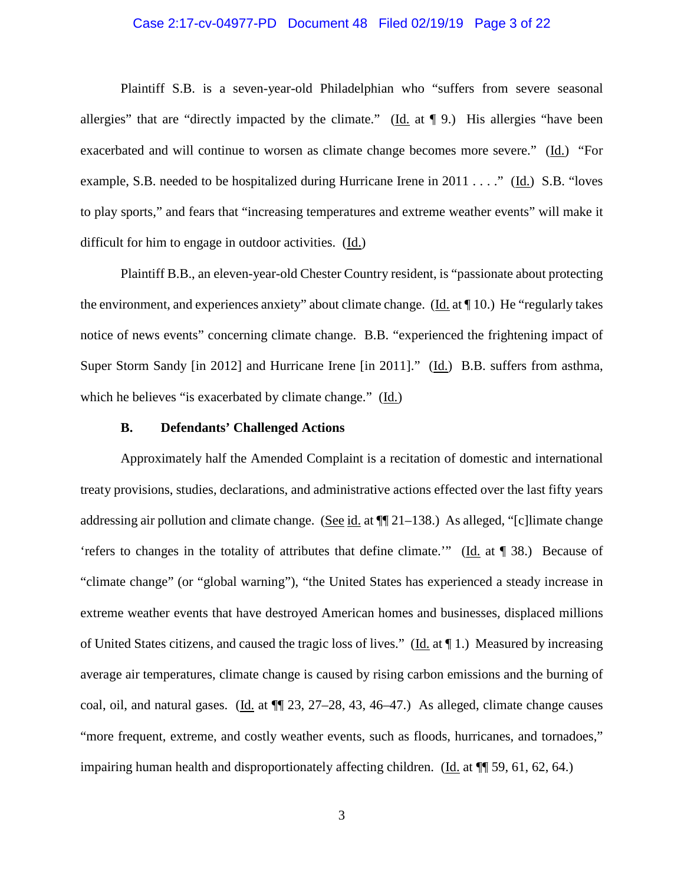Plaintiff S.B. is a seven-year-old Philadelphian who "suffers from severe seasonal allergies" that are "directly impacted by the climate." (Id. at ¶ 9.) His allergies "have been exacerbated and will continue to worsen as climate change becomes more severe." (Id.) "For example, S.B. needed to be hospitalized during Hurricane Irene in 2011 . . . ." (Id.) S.B. "loves to play sports," and fears that "increasing temperatures and extreme weather events" will make it difficult for him to engage in outdoor activities. (Id.)

Plaintiff B.B., an eleven-year-old Chester Country resident, is "passionate about protecting the environment, and experiences anxiety" about climate change. (Id. at ¶ 10.) He "regularly takes notice of news events" concerning climate change. B.B. "experienced the frightening impact of Super Storm Sandy [in 2012] and Hurricane Irene [in 2011]." (Id.) B.B. suffers from asthma, which he believes "is exacerbated by climate change." (Id.)

### B. Defendants' Challenged Actions

Approximately half the Amended Complaint is a recitation of domestic and international treaty provisions, studies, declarations, and administrative actions effected over the last fifty years addressing air pollution and climate change. (See id. at ¶¶ 21–138.) As alleged, "[c]limate change 'refers to changes in the totality of attributes that define climate.'" (Id. at ¶ 38.) Because of "climate change" (or "global warning"), "the United States has experienced a steady increase in extreme weather events that have destroyed American homes and businesses, displaced millions of United States citizens, and caused the tragic loss of lives." (Id. at ¶ 1.) Measured by increasing average air temperatures, climate change is caused by rising carbon emissions and the burning of coal, oil, and natural gases. (Id. at ¶¶ 23, 27–28, 43, 46–47.) As alleged, climate change causes "more frequent, extreme, and costly weather events, such as floods, hurricanes, and tornadoes," impairing human health and disproportionately affecting children. (Id. at ¶¶ 59, 61, 62, 64.)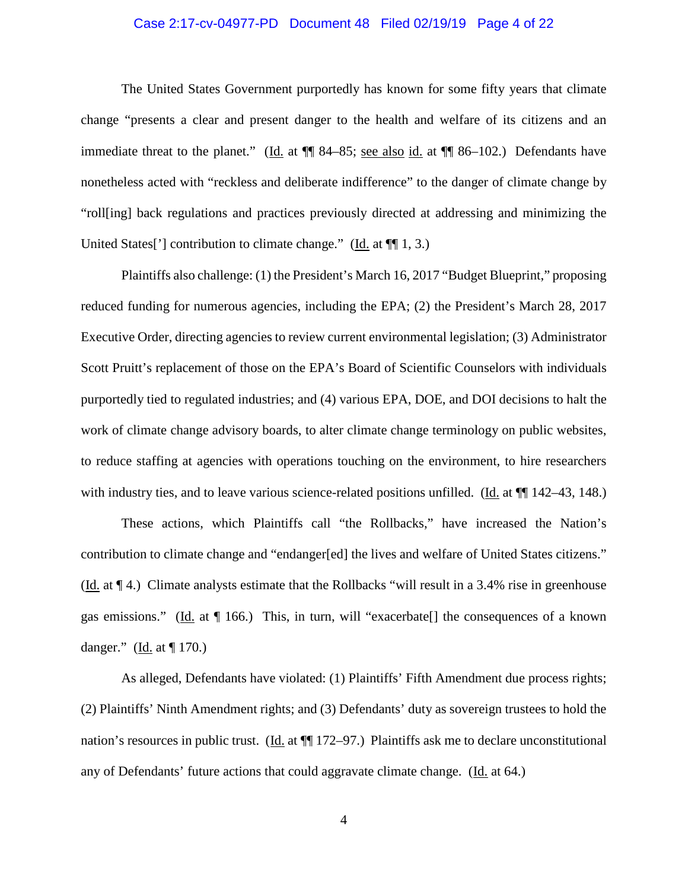The United States Government purportedly has known for some fifty years that climate change "presents a clear and present danger to the health and welfare of its citizens and an immediate threat to the planet." (Id. at ¶¶ 84–85; see also id. at ¶¶ 86–102.) Defendants have nonetheless acted with "reckless and deliberate indifference" to the danger of climate change by "roll[ing] back regulations and practices previously directed at addressing and minimizing the United States['] contribution to climate change." (Id. at ¶¶ 1, 3.)

Plaintiffs also challenge: (1) the President's March 16, 2017 "Budget Blueprint," proposing reduced funding for numerous agencies, including the EPA; (2) the President's March 28, 2017 Executive Order, directing agencies to review current environmental legislation; (3) Administrator Scott Pruitt's replacement of those on the EPA's Board of Scientific Counselors with individuals purportedly tied to regulated industries; and (4) various EPA, DOE, and DOI decisions to halt the work of climate change advisory boards, to alter climate change terminology on public websites, to reduce staffing at agencies with operations touching on the environment, to hire researchers with industry ties, and to leave various science-related positions unfilled. (Id. at ¶¶ 142–43, 148.)

These actions, which Plaintiffs call "the Rollbacks," have increased the Nation's contribution to climate change and "endanger[ed] the lives and welfare of United States citizens." (Id. at ¶ 4.) Climate analysts estimate that the Rollbacks "will result in a 3.4% rise in greenhouse gas emissions." (Id. at ¶ 166.) This, in turn, will "exacerbate[] the consequences of a known danger." (Id. at ¶ 170.)

As alleged, Defendants have violated: (1) Plaintiffs' Fifth Amendment due process rights; (2) Plaintiffs' Ninth Amendment rights; and (3) Defendants' duty as sovereign trustees to hold the nation's resources in public trust. (Id. at ¶¶ 172–97.) Plaintiffs ask me to declare unconstitutional any of Defendants' future actions that could aggravate climate change. (Id. at 64.)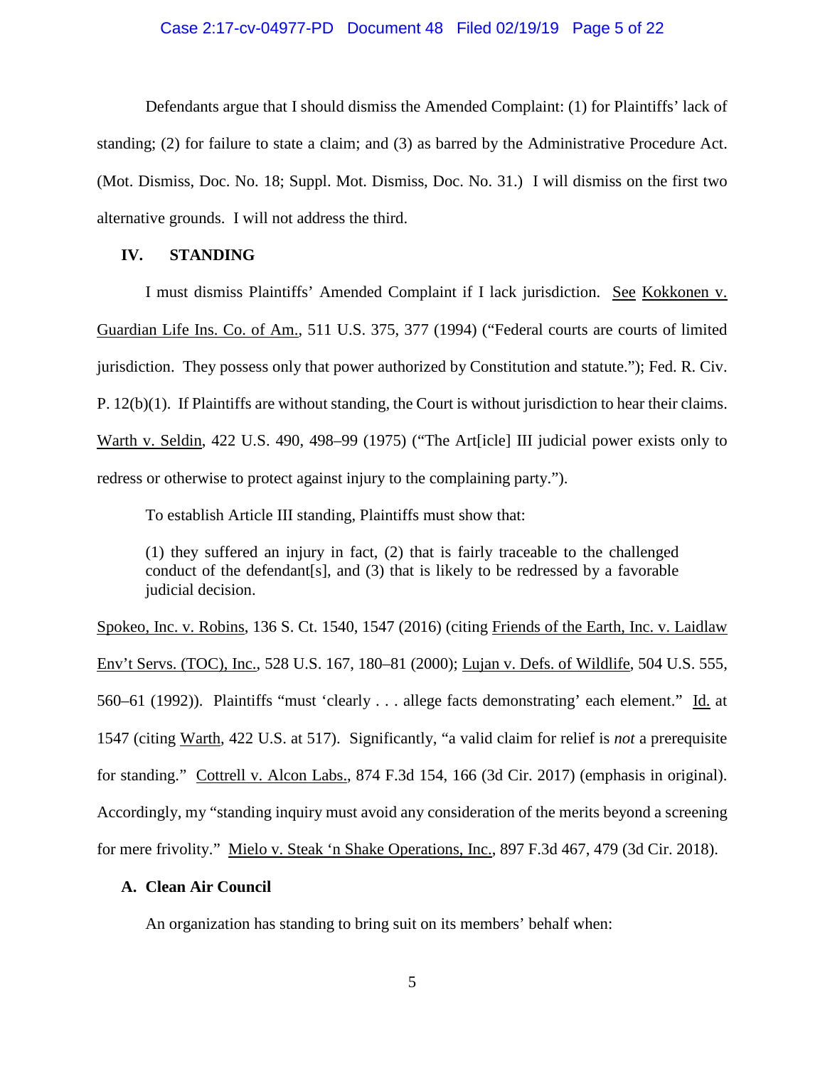Defendants argue that I should dismiss the Amended Complaint: (1) for Plaintiffs' lack of standing; (2) for failure to state a claim; and (3) as barred by the Administrative Procedure Act. (Mot. Dismiss, Doc. No. 18; Suppl. Mot. Dismiss, Doc. No. 31.) I will dismiss on the first two alternative grounds. I will not address the third.

## IV. STANDING

I must dismiss Plaintiffs' Amended Complaint if I lack jurisdiction. See Kokkonen v. Guardian Life Ins. Co. of Am., 511 U.S. 375, 377 (1994) ("Federal courts are courts of limited jurisdiction. They possess only that power authorized by Constitution and statute."); Fed. R. Civ. P. 12(b)(1). If Plaintiffs are without standing, the Court is without jurisdiction to hear their claims. Warth v. Seldin, 422 U.S. 490, 498–99 (1975) ("The Art[icle] III judicial power exists only to redress or otherwise to protect against injury to the complaining party.").

To establish Article III standing, Plaintiffs must show that:

> (1) they suffered an injury in fact, (2) that is fairly traceable to the challenged conduct of the defendant[s], and (3) that is likely to be redressed by a favorable judicial decision.

Spokeo, Inc. v. Robins, 136 S. Ct. 1540, 1547 (2016) (citing Friends of the Earth, Inc. v. Laidlaw Env't Servs. (TOC), Inc., 528 U.S. 167, 180–81 (2000); Lujan v. Defs. of Wildlife, 504 U.S. 555, 560–61 (1992)). Plaintiffs "must 'clearly . . . allege facts demonstrating' each element." Id. at 1547 (citing Warth, 422 U.S. at 517). Significantly, "a valid claim for relief is *not* a prerequisite for standing." Cottrell v. Alcon Labs., 874 F.3d 154, 166 (3d Cir. 2017) (emphasis in original). Accordingly, my "standing inquiry must avoid any consideration of the merits beyond a screening for mere frivolity." Mielo v. Steak 'n Shake Operations, Inc., 897 F.3d 467, 479 (3d Cir. 2018).

### A. Clean Air Council

An organization has standing to bring suit on its members' behalf when: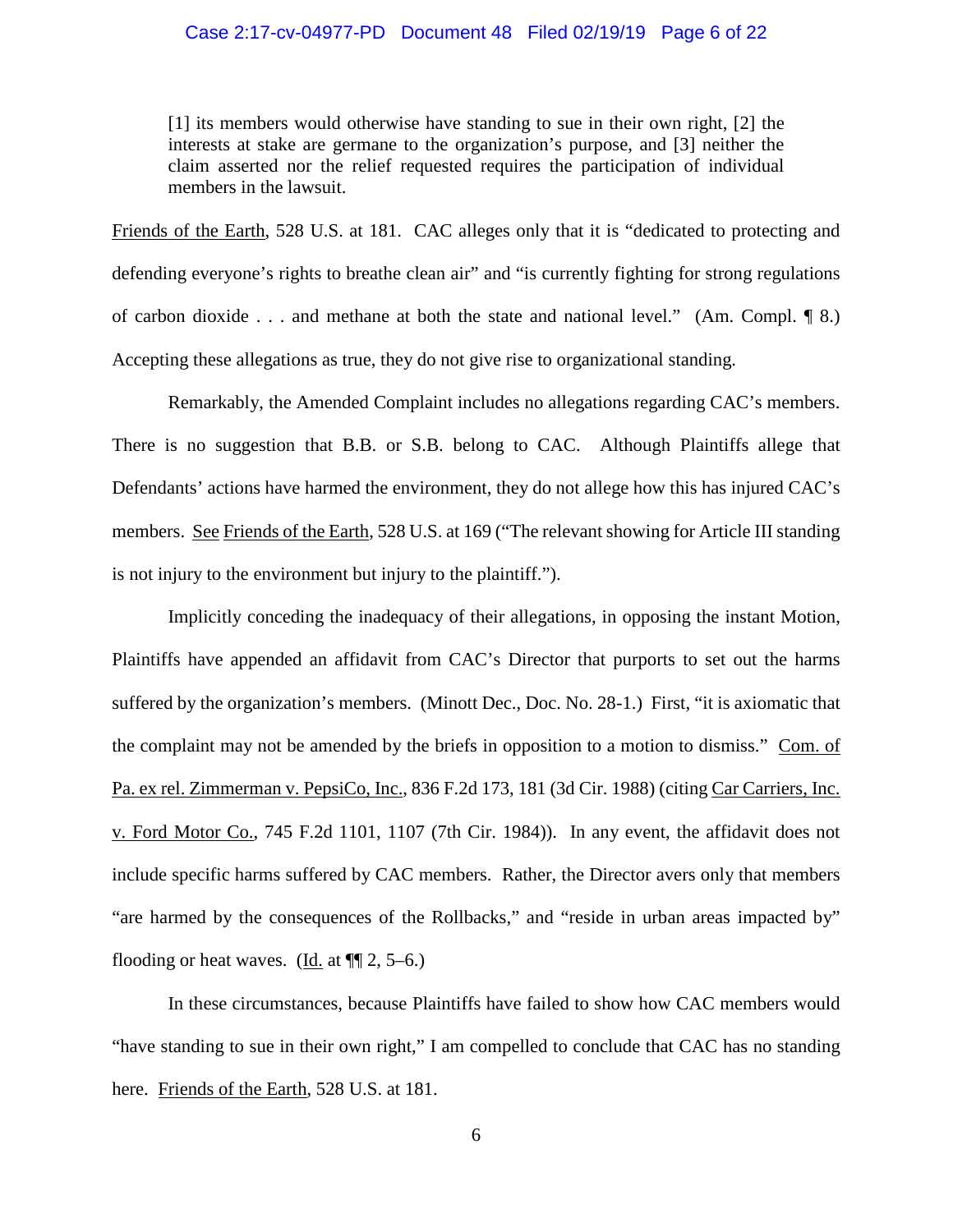> [1] its members would otherwise have standing to sue in their own right, [2] the interests at stake are germane to the organization's purpose, and [3] neither the claim asserted nor the relief requested requires the participation of individual members in the lawsuit.

Friends of the Earth, 528 U.S. at 181. CAC alleges only that it is "dedicated to protecting and defending everyone's rights to breathe clean air" and "is currently fighting for strong regulations of carbon dioxide . . . and methane at both the state and national level." (Am. Compl. ¶ 8.) Accepting these allegations as true, they do not give rise to organizational standing.

Remarkably, the Amended Complaint includes no allegations regarding CAC's members. There is no suggestion that B.B. or S.B. belong to CAC. Although Plaintiffs allege that Defendants' actions have harmed the environment, they do not allege how this has injured CAC's members. See Friends of the Earth, 528 U.S. at 169 ("The relevant showing for Article III standing is not injury to the environment but injury to the plaintiff.").

Implicitly conceding the inadequacy of their allegations, in opposing the instant Motion, Plaintiffs have appended an affidavit from CAC's Director that purports to set out the harms suffered by the organization's members. (Minott Dec., Doc. No. 28-1.) First, "it is axiomatic that the complaint may not be amended by the briefs in opposition to a motion to dismiss." Com. of Pa. ex rel. Zimmerman v. PepsiCo, Inc., 836 F.2d 173, 181 (3d Cir. 1988) (citing Car Carriers, Inc. v. Ford Motor Co., 745 F.2d 1101, 1107 (7th Cir. 1984)). In any event, the affidavit does not include specific harms suffered by CAC members. Rather, the Director avers only that members "are harmed by the consequences of the Rollbacks," and "reside in urban areas impacted by" flooding or heat waves. (Id. at ¶¶ 2, 5–6.)

In these circumstances, because Plaintiffs have failed to show how CAC members would "have standing to sue in their own right," I am compelled to conclude that CAC has no standing here. Friends of the Earth, 528 U.S. at 181.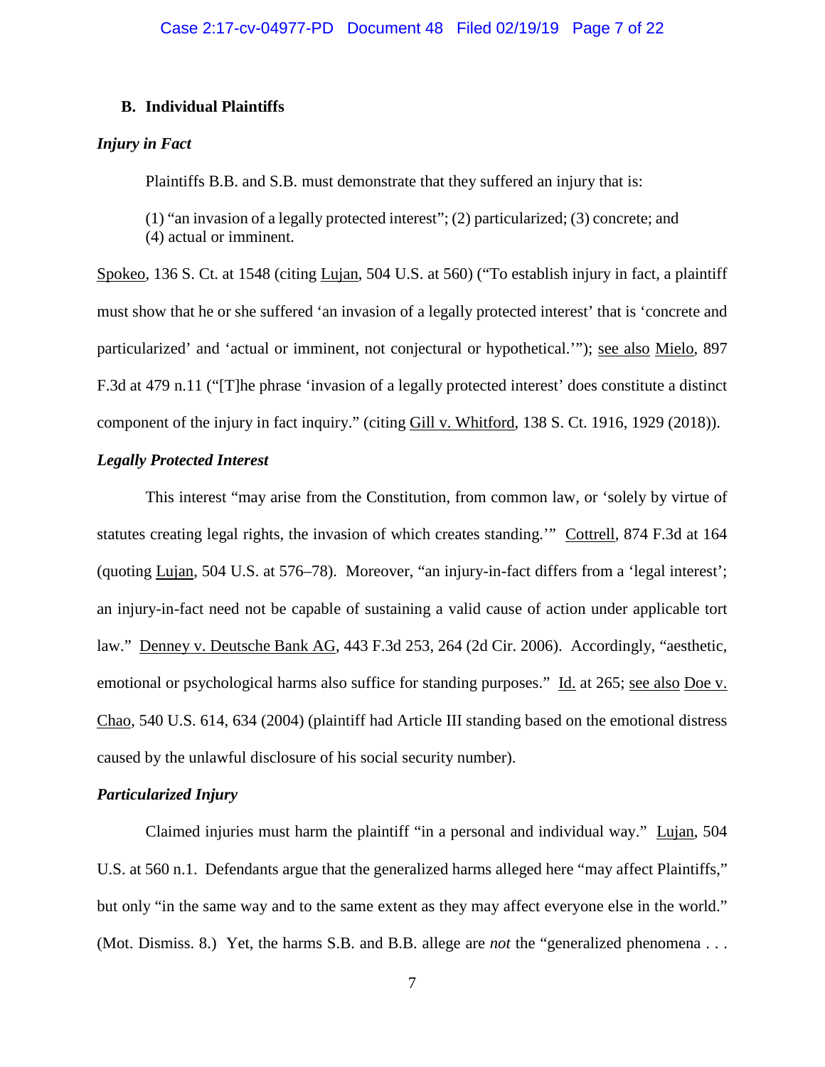### B. Individual Plaintiffs

***Injury in Fact***

Plaintiffs B.B. and S.B. must demonstrate that they suffered an injury that is:

> (1) "an invasion of a legally protected interest"; (2) particularized; (3) concrete; and (4) actual or imminent.

Spokeo, 136 S. Ct. at 1548 (citing Lujan, 504 U.S. at 560) ("To establish injury in fact, a plaintiff must show that he or she suffered 'an invasion of a legally protected interest' that is 'concrete and particularized' and 'actual or imminent, not conjectural or hypothetical.'"); see also Mielo, 897 F.3d at 479 n.11 ("[T]he phrase 'invasion of a legally protected interest' does constitute a distinct component of the injury in fact inquiry." (citing Gill v. Whitford, 138 S. Ct. 1916, 1929 (2018)).

***Legally Protected Interest***

This interest "may arise from the Constitution, from common law, or 'solely by virtue of statutes creating legal rights, the invasion of which creates standing.'" Cottrell, 874 F.3d at 164 (quoting Lujan, 504 U.S. at 576–78). Moreover, "an injury-in-fact differs from a 'legal interest'; an injury-in-fact need not be capable of sustaining a valid cause of action under applicable tort law." Denney v. Deutsche Bank AG, 443 F.3d 253, 264 (2d Cir. 2006). Accordingly, "aesthetic, emotional or psychological harms also suffice for standing purposes." Id. at 265; see also Doe v. Chao, 540 U.S. 614, 634 (2004) (plaintiff had Article III standing based on the emotional distress caused by the unlawful disclosure of his social security number).

***Particularized Injury***

Claimed injuries must harm the plaintiff "in a personal and individual way." Lujan, 504 U.S. at 560 n.1. Defendants argue that the generalized harms alleged here "may affect Plaintiffs," but only "in the same way and to the same extent as they may affect everyone else in the world." (Mot. Dismiss. 8.) Yet, the harms S.B. and B.B. allege are *not* the "generalized phenomena . . .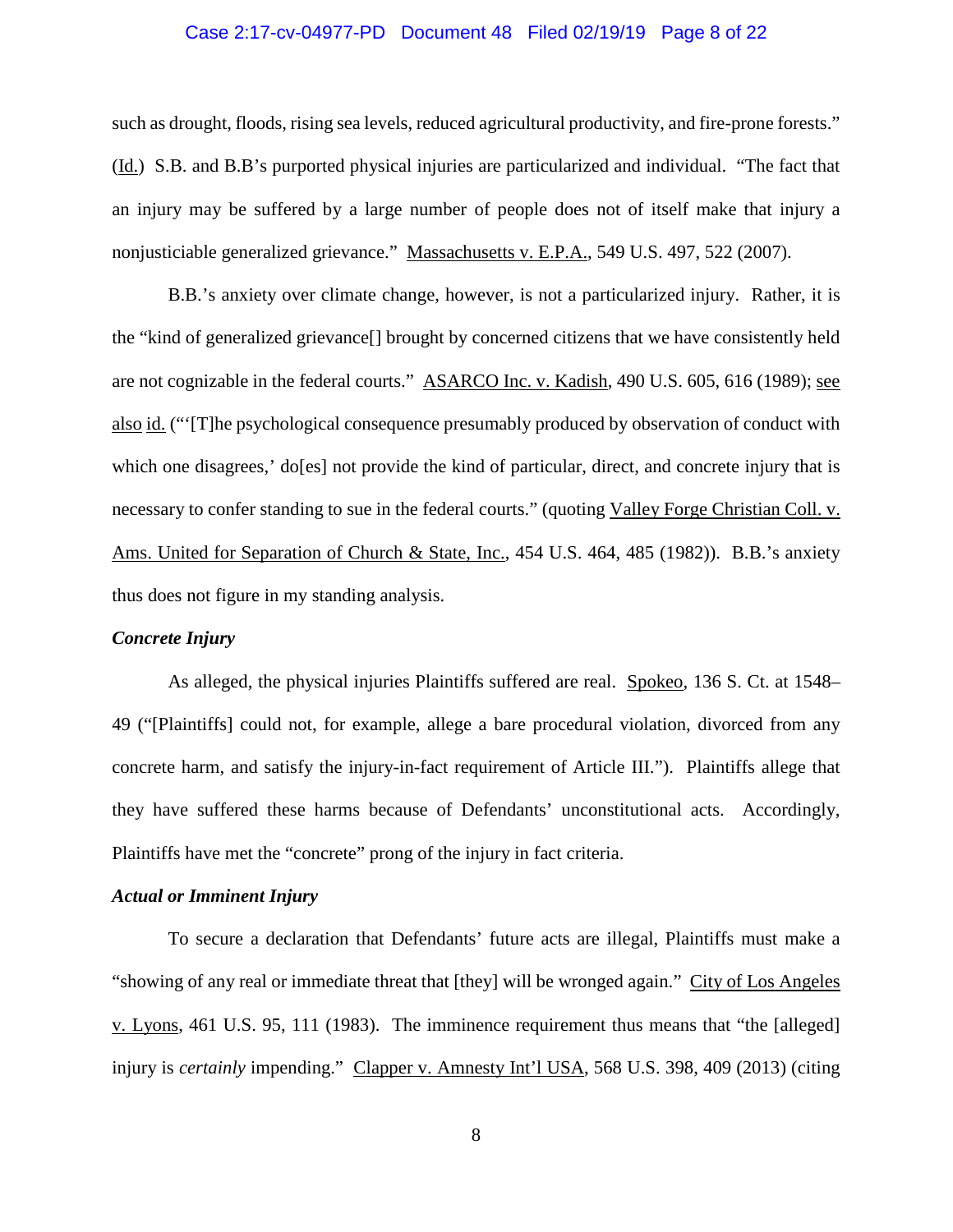such as drought, floods, rising sea levels, reduced agricultural productivity, and fire-prone forests." (Id.) S.B. and B.B's purported physical injuries are particularized and individual. "The fact that an injury may be suffered by a large number of people does not of itself make that injury a nonjusticiable generalized grievance." Massachusetts v. E.P.A., 549 U.S. 497, 522 (2007).

B.B.'s anxiety over climate change, however, is not a particularized injury. Rather, it is the "kind of generalized grievance[] brought by concerned citizens that we have consistently held are not cognizable in the federal courts." ASARCO Inc. v. Kadish, 490 U.S. 605, 616 (1989); see also id. ("'[T]he psychological consequence presumably produced by observation of conduct with which one disagrees,' do[es] not provide the kind of particular, direct, and concrete injury that is necessary to confer standing to sue in the federal courts." (quoting Valley Forge Christian Coll. v. Ams. United for Separation of Church & State, Inc., 454 U.S. 464, 485 (1982)). B.B.'s anxiety thus does not figure in my standing analysis.

***Concrete Injury***

As alleged, the physical injuries Plaintiffs suffered are real. Spokeo, 136 S. Ct. at 1548–49 ("[Plaintiffs] could not, for example, allege a bare procedural violation, divorced from any concrete harm, and satisfy the injury-in-fact requirement of Article III."). Plaintiffs allege that they have suffered these harms because of Defendants' unconstitutional acts. Accordingly, Plaintiffs have met the "concrete" prong of the injury in fact criteria.

***Actual or Imminent Injury***

To secure a declaration that Defendants' future acts are illegal, Plaintiffs must make a "showing of any real or immediate threat that [they] will be wronged again." City of Los Angeles v. Lyons, 461 U.S. 95, 111 (1983). The imminence requirement thus means that "the [alleged] injury is *certainly* impending." Clapper v. Amnesty Int'l USA, 568 U.S. 398, 409 (2013) (citing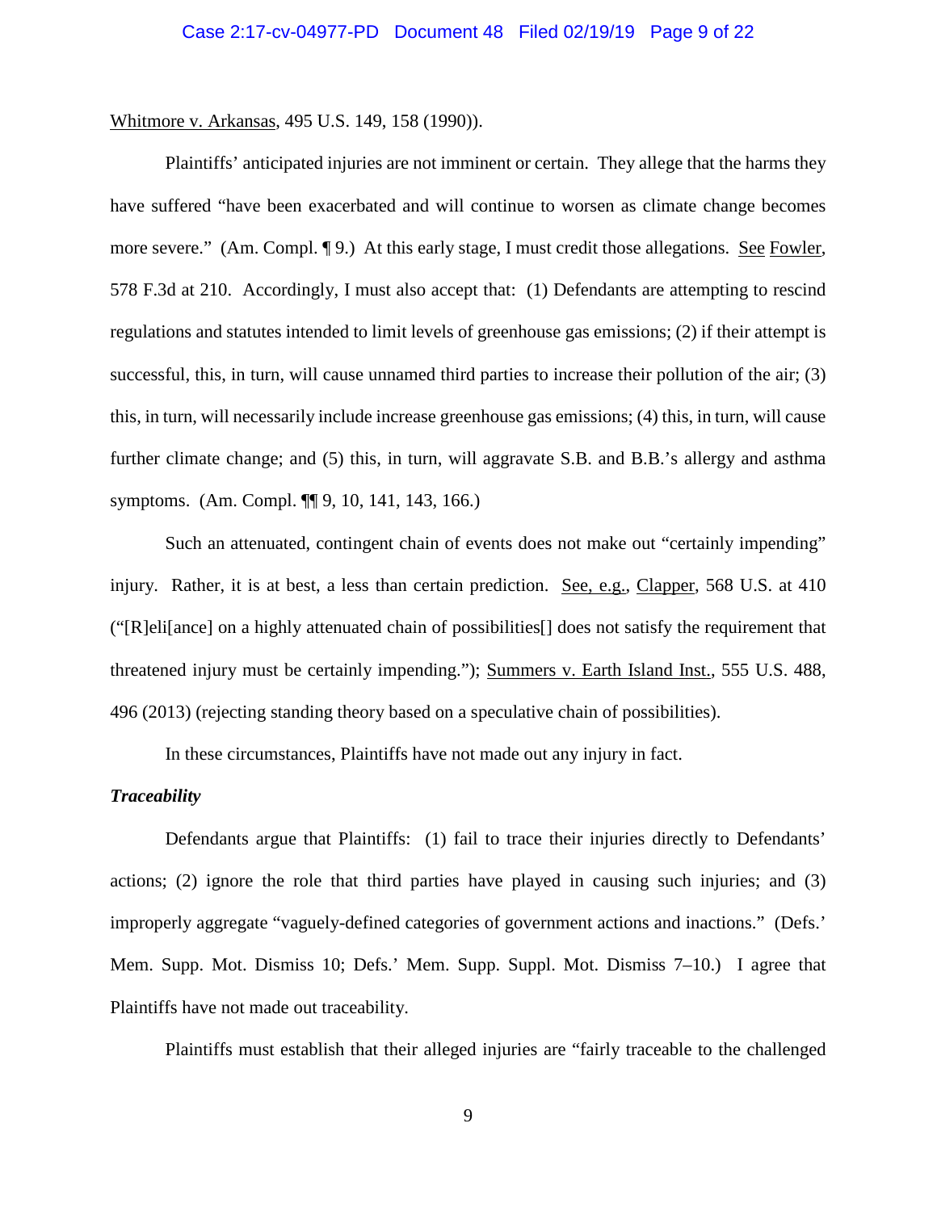Whitmore v. Arkansas, 495 U.S. 149, 158 (1990)).

Plaintiffs' anticipated injuries are not imminent or certain. They allege that the harms they have suffered "have been exacerbated and will continue to worsen as climate change becomes more severe." (Am. Compl. ¶ 9.) At this early stage, I must credit those allegations. See Fowler, 578 F.3d at 210. Accordingly, I must also accept that: (1) Defendants are attempting to rescind regulations and statutes intended to limit levels of greenhouse gas emissions; (2) if their attempt is successful, this, in turn, will cause unnamed third parties to increase their pollution of the air; (3) this, in turn, will necessarily include increase greenhouse gas emissions; (4) this, in turn, will cause further climate change; and (5) this, in turn, will aggravate S.B. and B.B.'s allergy and asthma symptoms. (Am. Compl. ¶¶ 9, 10, 141, 143, 166.)

Such an attenuated, contingent chain of events does not make out "certainly impending" injury. Rather, it is at best, a less than certain prediction. See, e.g., Clapper, 568 U.S. at 410 ("[R]eli[ance] on a highly attenuated chain of possibilities[] does not satisfy the requirement that threatened injury must be certainly impending."); Summers v. Earth Island Inst., 555 U.S. 488, 496 (2013) (rejecting standing theory based on a speculative chain of possibilities).

In these circumstances, Plaintiffs have not made out any injury in fact.

***Traceability***

Defendants argue that Plaintiffs: (1) fail to trace their injuries directly to Defendants' actions; (2) ignore the role that third parties have played in causing such injuries; and (3) improperly aggregate "vaguely-defined categories of government actions and inactions." (Defs.' Mem. Supp. Mot. Dismiss 10; Defs.' Mem. Supp. Suppl. Mot. Dismiss 7–10.) I agree that Plaintiffs have not made out traceability.

Plaintiffs must establish that their alleged injuries are "fairly traceable to the challenged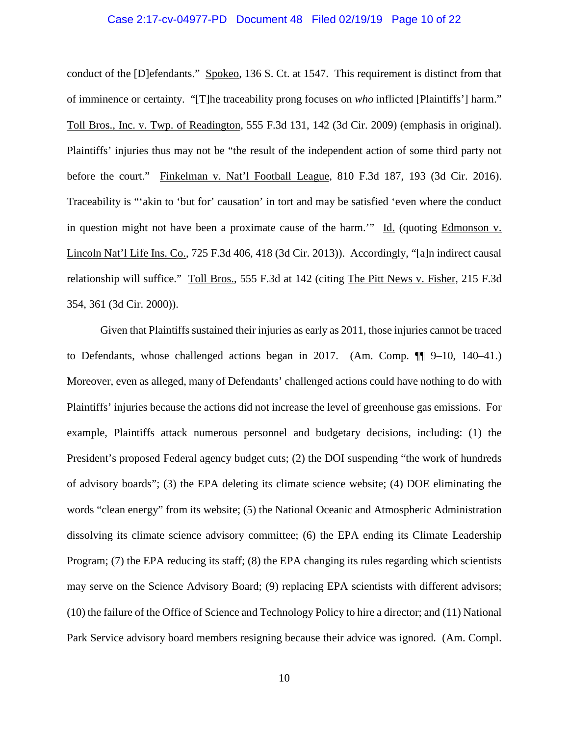conduct of the [D]efendants." Spokeo, 136 S. Ct. at 1547. This requirement is distinct from that of imminence or certainty. "[T]he traceability prong focuses on *who* inflicted [Plaintiffs'] harm." Toll Bros., Inc. v. Twp. of Readington, 555 F.3d 131, 142 (3d Cir. 2009) (emphasis in original). Plaintiffs' injuries thus may not be "the result of the independent action of some third party not before the court." Finkelman v. Nat'l Football League, 810 F.3d 187, 193 (3d Cir. 2016). Traceability is "'akin to 'but for' causation' in tort and may be satisfied 'even where the conduct in question might not have been a proximate cause of the harm.'" Id. (quoting Edmonson v. Lincoln Nat'l Life Ins. Co., 725 F.3d 406, 418 (3d Cir. 2013)). Accordingly, "[a]n indirect causal relationship will suffice." Toll Bros., 555 F.3d at 142 (citing The Pitt News v. Fisher, 215 F.3d 354, 361 (3d Cir. 2000)).

Given that Plaintiffs sustained their injuries as early as 2011, those injuries cannot be traced to Defendants, whose challenged actions began in 2017. (Am. Comp. ¶¶ 9–10, 140–41.) Moreover, even as alleged, many of Defendants' challenged actions could have nothing to do with Plaintiffs' injuries because the actions did not increase the level of greenhouse gas emissions. For example, Plaintiffs attack numerous personnel and budgetary decisions, including: (1) the President's proposed Federal agency budget cuts; (2) the DOI suspending "the work of hundreds of advisory boards"; (3) the EPA deleting its climate science website; (4) DOE eliminating the words "clean energy" from its website; (5) the National Oceanic and Atmospheric Administration dissolving its climate science advisory committee; (6) the EPA ending its Climate Leadership Program; (7) the EPA reducing its staff; (8) the EPA changing its rules regarding which scientists may serve on the Science Advisory Board; (9) replacing EPA scientists with different advisors; (10) the failure of the Office of Science and Technology Policy to hire a director; and (11) National Park Service advisory board members resigning because their advice was ignored. (Am. Compl.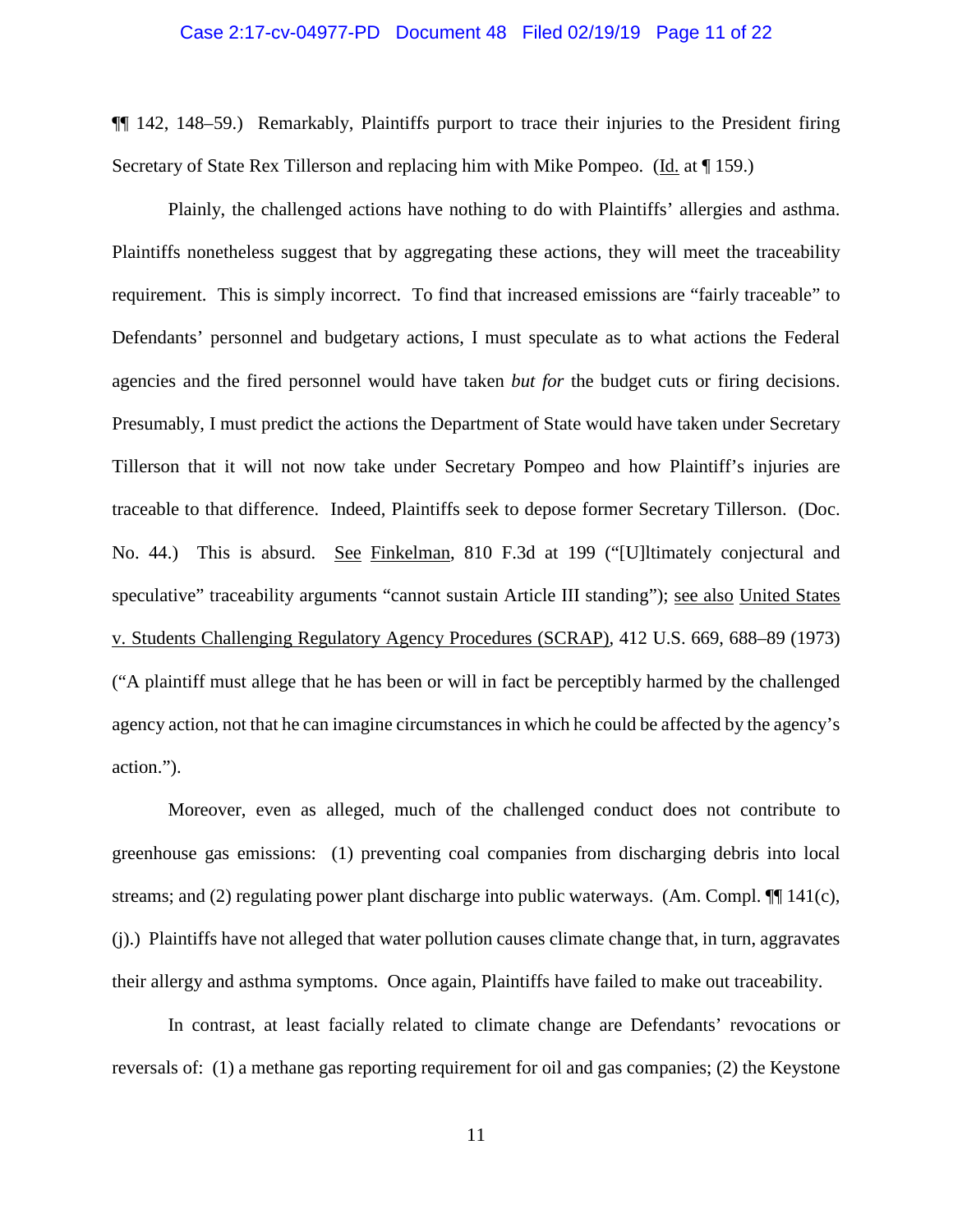¶¶ 142, 148–59.) Remarkably, Plaintiffs purport to trace their injuries to the President firing Secretary of State Rex Tillerson and replacing him with Mike Pompeo. (Id. at ¶ 159.)

Plainly, the challenged actions have nothing to do with Plaintiffs' allergies and asthma. Plaintiffs nonetheless suggest that by aggregating these actions, they will meet the traceability requirement. This is simply incorrect. To find that increased emissions are "fairly traceable" to Defendants' personnel and budgetary actions, I must speculate as to what actions the Federal agencies and the fired personnel would have taken *but for* the budget cuts or firing decisions. Presumably, I must predict the actions the Department of State would have taken under Secretary Tillerson that it will not now take under Secretary Pompeo and how Plaintiff's injuries are traceable to that difference. Indeed, Plaintiffs seek to depose former Secretary Tillerson. (Doc. No. 44.) This is absurd. See Finkelman, 810 F.3d at 199 ("[U]ltimately conjectural and speculative" traceability arguments "cannot sustain Article III standing"); see also United States v. Students Challenging Regulatory Agency Procedures (SCRAP), 412 U.S. 669, 688–89 (1973) ("A plaintiff must allege that he has been or will in fact be perceptibly harmed by the challenged agency action, not that he can imagine circumstances in which he could be affected by the agency's action.").

Moreover, even as alleged, much of the challenged conduct does not contribute to greenhouse gas emissions: (1) preventing coal companies from discharging debris into local streams; and (2) regulating power plant discharge into public waterways. (Am. Compl. ¶¶ 141(c), (j).) Plaintiffs have not alleged that water pollution causes climate change that, in turn, aggravates their allergy and asthma symptoms. Once again, Plaintiffs have failed to make out traceability.

In contrast, at least facially related to climate change are Defendants' revocations or reversals of: (1) a methane gas reporting requirement for oil and gas companies; (2) the Keystone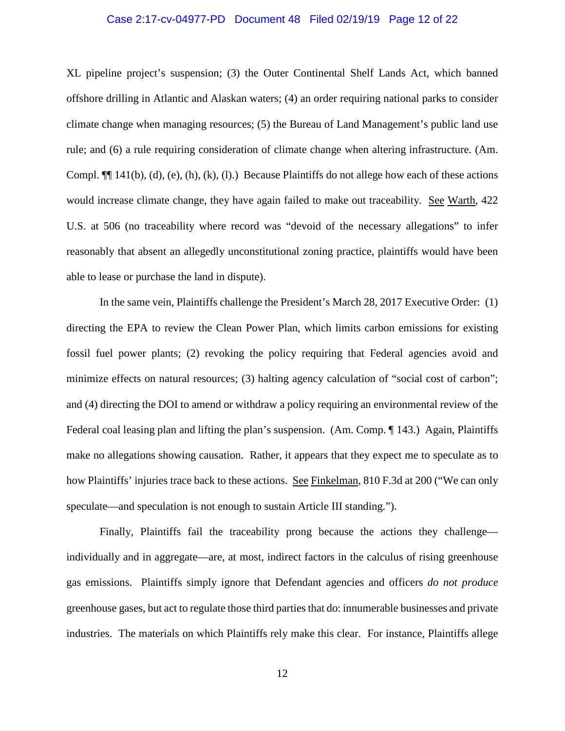XL pipeline project's suspension; (3) the Outer Continental Shelf Lands Act, which banned offshore drilling in Atlantic and Alaskan waters; (4) an order requiring national parks to consider climate change when managing resources; (5) the Bureau of Land Management's public land use rule; and (6) a rule requiring consideration of climate change when altering infrastructure. (Am. Compl. ¶¶ 141(b), (d), (e), (h), (k), (l).) Because Plaintiffs do not allege how each of these actions would increase climate change, they have again failed to make out traceability. See Warth, 422 U.S. at 506 (no traceability where record was "devoid of the necessary allegations" to infer reasonably that absent an allegedly unconstitutional zoning practice, plaintiffs would have been able to lease or purchase the land in dispute).

In the same vein, Plaintiffs challenge the President's March 28, 2017 Executive Order: (1) directing the EPA to review the Clean Power Plan, which limits carbon emissions for existing fossil fuel power plants; (2) revoking the policy requiring that Federal agencies avoid and minimize effects on natural resources; (3) halting agency calculation of "social cost of carbon"; and (4) directing the DOI to amend or withdraw a policy requiring an environmental review of the Federal coal leasing plan and lifting the plan's suspension. (Am. Comp. ¶ 143.) Again, Plaintiffs make no allegations showing causation. Rather, it appears that they expect me to speculate as to how Plaintiffs' injuries trace back to these actions. See Finkelman, 810 F.3d at 200 ("We can only speculate—and speculation is not enough to sustain Article III standing.").

Finally, Plaintiffs fail the traceability prong because the actions they challenge—individually and in aggregate—are, at most, indirect factors in the calculus of rising greenhouse gas emissions. Plaintiffs simply ignore that Defendant agencies and officers *do not produce* greenhouse gases, but act to regulate those third parties that do: innumerable businesses and private industries. The materials on which Plaintiffs rely make this clear. For instance, Plaintiffs allege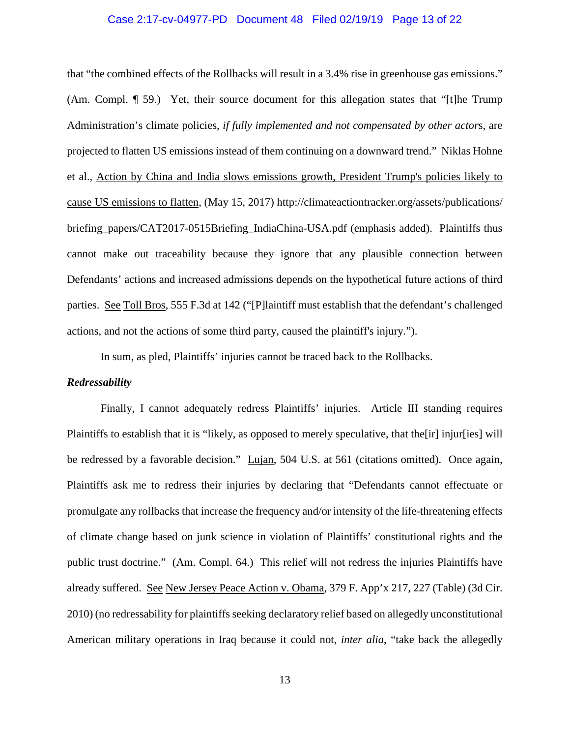that "the combined effects of the Rollbacks will result in a 3.4% rise in greenhouse gas emissions." (Am. Compl. ¶ 59.) Yet, their source document for this allegation states that "[t]he Trump Administration's climate policies, *if fully implemented and not compensated by other actor*s, are projected to flatten US emissions instead of them continuing on a downward trend." Niklas Hohne et al., Action by China and India slows emissions growth, President Trump's policies likely to cause US emissions to flatten, (May 15, 2017) http://climateactiontracker.org/assets/publications/briefing_papers/CAT2017-0515Briefing_IndiaChina-USA.pdf (emphasis added). Plaintiffs thus cannot make out traceability because they ignore that any plausible connection between Defendants' actions and increased admissions depends on the hypothetical future actions of third parties. See Toll Bros, 555 F.3d at 142 ("[P]laintiff must establish that the defendant's challenged actions, and not the actions of some third party, caused the plaintiff's injury.").

In sum, as pled, Plaintiffs' injuries cannot be traced back to the Rollbacks.

***Redressability***

Finally, I cannot adequately redress Plaintiffs' injuries. Article III standing requires Plaintiffs to establish that it is "likely, as opposed to merely speculative, that the[ir] injur[ies] will be redressed by a favorable decision." Lujan, 504 U.S. at 561 (citations omitted). Once again, Plaintiffs ask me to redress their injuries by declaring that "Defendants cannot effectuate or promulgate any rollbacks that increase the frequency and/or intensity of the life-threatening effects of climate change based on junk science in violation of Plaintiffs' constitutional rights and the public trust doctrine." (Am. Compl. 64.) This relief will not redress the injuries Plaintiffs have already suffered. See New Jersey Peace Action v. Obama, 379 F. App'x 217, 227 (Table) (3d Cir. 2010) (no redressability for plaintiffs seeking declaratory relief based on allegedly unconstitutional American military operations in Iraq because it could not, *inter alia*, "take back the allegedly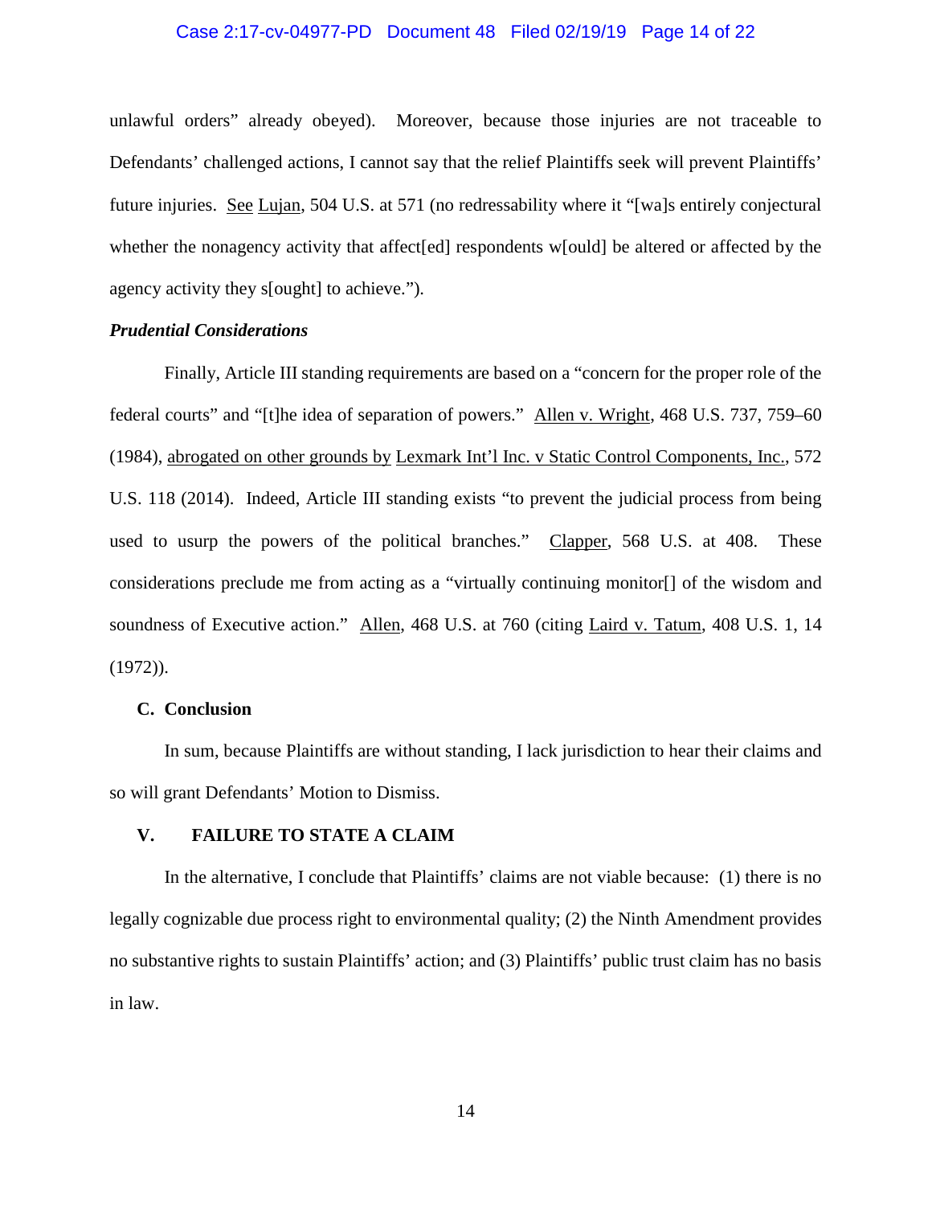unlawful orders" already obeyed). Moreover, because those injuries are not traceable to Defendants' challenged actions, I cannot say that the relief Plaintiffs seek will prevent Plaintiffs' future injuries. See Lujan, 504 U.S. at 571 (no redressability where it "[wa]s entirely conjectural whether the nonagency activity that affect[ed] respondents w[ould] be altered or affected by the agency activity they s[ought] to achieve.").

***Prudential Considerations***

Finally, Article III standing requirements are based on a "concern for the proper role of the federal courts" and "[t]he idea of separation of powers." Allen v. Wright, 468 U.S. 737, 759–60 (1984), abrogated on other grounds by Lexmark Int'l Inc. v Static Control Components, Inc., 572 U.S. 118 (2014). Indeed, Article III standing exists "to prevent the judicial process from being used to usurp the powers of the political branches." Clapper, 568 U.S. at 408. These considerations preclude me from acting as a "virtually continuing monitor[] of the wisdom and soundness of Executive action." Allen, 468 U.S. at 760 (citing Laird v. Tatum, 408 U.S. 1, 14 (1972)).

### C. Conclusion

In sum, because Plaintiffs are without standing, I lack jurisdiction to hear their claims and so will grant Defendants' Motion to Dismiss.

## V. FAILURE TO STATE A CLAIM

In the alternative, I conclude that Plaintiffs' claims are not viable because: (1) there is no legally cognizable due process right to environmental quality; (2) the Ninth Amendment provides no substantive rights to sustain Plaintiffs' action; and (3) Plaintiffs' public trust claim has no basis in law.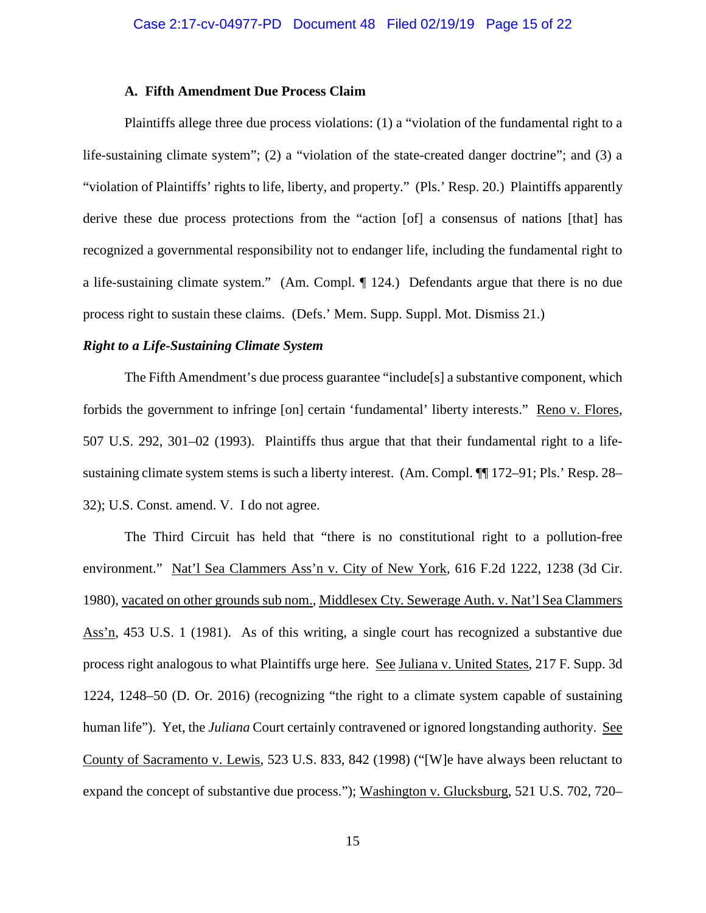### A. Fifth Amendment Due Process Claim

Plaintiffs allege three due process violations: (1) a "violation of the fundamental right to a life-sustaining climate system"; (2) a "violation of the state-created danger doctrine"; and (3) a "violation of Plaintiffs' rights to life, liberty, and property." (Pls.' Resp. 20.) Plaintiffs apparently derive these due process protections from the "action [of] a consensus of nations [that] has recognized a governmental responsibility not to endanger life, including the fundamental right to a life-sustaining climate system." (Am. Compl. ¶ 124.) Defendants argue that there is no due process right to sustain these claims. (Defs.' Mem. Supp. Suppl. Mot. Dismiss 21.)

***Right to a Life-Sustaining Climate System***

The Fifth Amendment's due process guarantee "include[s] a substantive component, which forbids the government to infringe [on] certain 'fundamental' liberty interests." Reno v. Flores, 507 U.S. 292, 301–02 (1993). Plaintiffs thus argue that that their fundamental right to a life-sustaining climate system stems is such a liberty interest. (Am. Compl. ¶¶ 172–91; Pls.' Resp. 28–32); U.S. Const. amend. V. I do not agree.

The Third Circuit has held that "there is no constitutional right to a pollution-free environment." Nat'l Sea Clammers Ass'n v. City of New York, 616 F.2d 1222, 1238 (3d Cir. 1980), vacated on other grounds sub nom., Middlesex Cty. Sewerage Auth. v. Nat'l Sea Clammers Ass'n, 453 U.S. 1 (1981). As of this writing, a single court has recognized a substantive due process right analogous to what Plaintiffs urge here. See Juliana v. United States, 217 F. Supp. 3d 1224, 1248–50 (D. Or. 2016) (recognizing "the right to a climate system capable of sustaining human life"). Yet, the *Juliana* Court certainly contravened or ignored longstanding authority. See County of Sacramento v. Lewis, 523 U.S. 833, 842 (1998) ("[W]e have always been reluctant to expand the concept of substantive due process."); Washington v. Glucksburg, 521 U.S. 702, 720–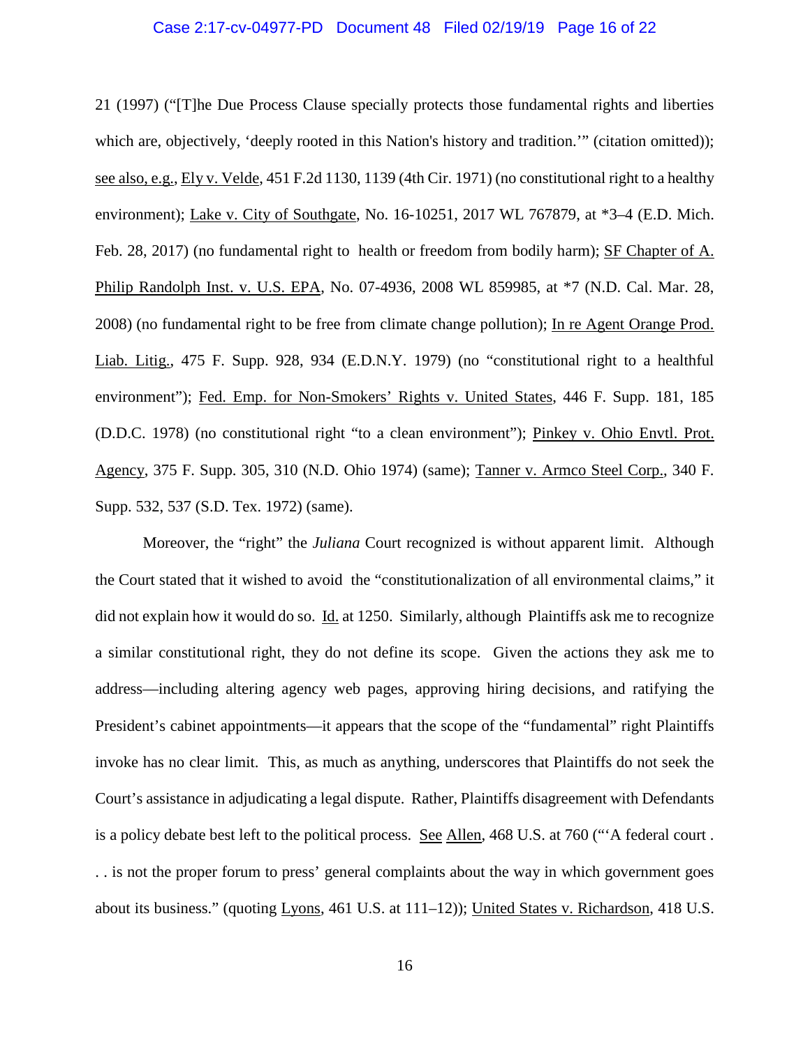21 (1997) ("[T]he Due Process Clause specially protects those fundamental rights and liberties which are, objectively, 'deeply rooted in this Nation's history and tradition.'" (citation omitted)); see also, e.g., Ely v. Velde, 451 F.2d 1130, 1139 (4th Cir. 1971) (no constitutional right to a healthy environment); Lake v. City of Southgate, No. 16-10251, 2017 WL 767879, at *3–4 (E.D. Mich. Feb. 28, 2017) (no fundamental right to health or freedom from bodily harm); SF Chapter of A. Philip Randolph Inst. v. U.S. EPA, No. 07-4936, 2008 WL 859985, at *7 (N.D. Cal. Mar. 28, 2008) (no fundamental right to be free from climate change pollution); In re Agent Orange Prod. Liab. Litig., 475 F. Supp. 928, 934 (E.D.N.Y. 1979) (no "constitutional right to a healthful environment"); Fed. Emp. for Non-Smokers' Rights v. United States, 446 F. Supp. 181, 185 (D.D.C. 1978) (no constitutional right "to a clean environment"); Pinkey v. Ohio Envtl. Prot. Agency, 375 F. Supp. 305, 310 (N.D. Ohio 1974) (same); Tanner v. Armco Steel Corp., 340 F. Supp. 532, 537 (S.D. Tex. 1972) (same).

Moreover, the "right" the *Juliana* Court recognized is without apparent limit. Although the Court stated that it wished to avoid the "constitutionalization of all environmental claims," it did not explain how it would do so. Id. at 1250. Similarly, although Plaintiffs ask me to recognize a similar constitutional right, they do not define its scope. Given the actions they ask me to address—including altering agency web pages, approving hiring decisions, and ratifying the President's cabinet appointments—it appears that the scope of the "fundamental" right Plaintiffs invoke has no clear limit. This, as much as anything, underscores that Plaintiffs do not seek the Court's assistance in adjudicating a legal dispute. Rather, Plaintiffs disagreement with Defendants is a policy debate best left to the political process. See Allen, 468 U.S. at 760 ("'A federal court . . . is not the proper forum to press' general complaints about the way in which government goes about its business." (quoting Lyons, 461 U.S. at 111–12)); United States v. Richardson, 418 U.S.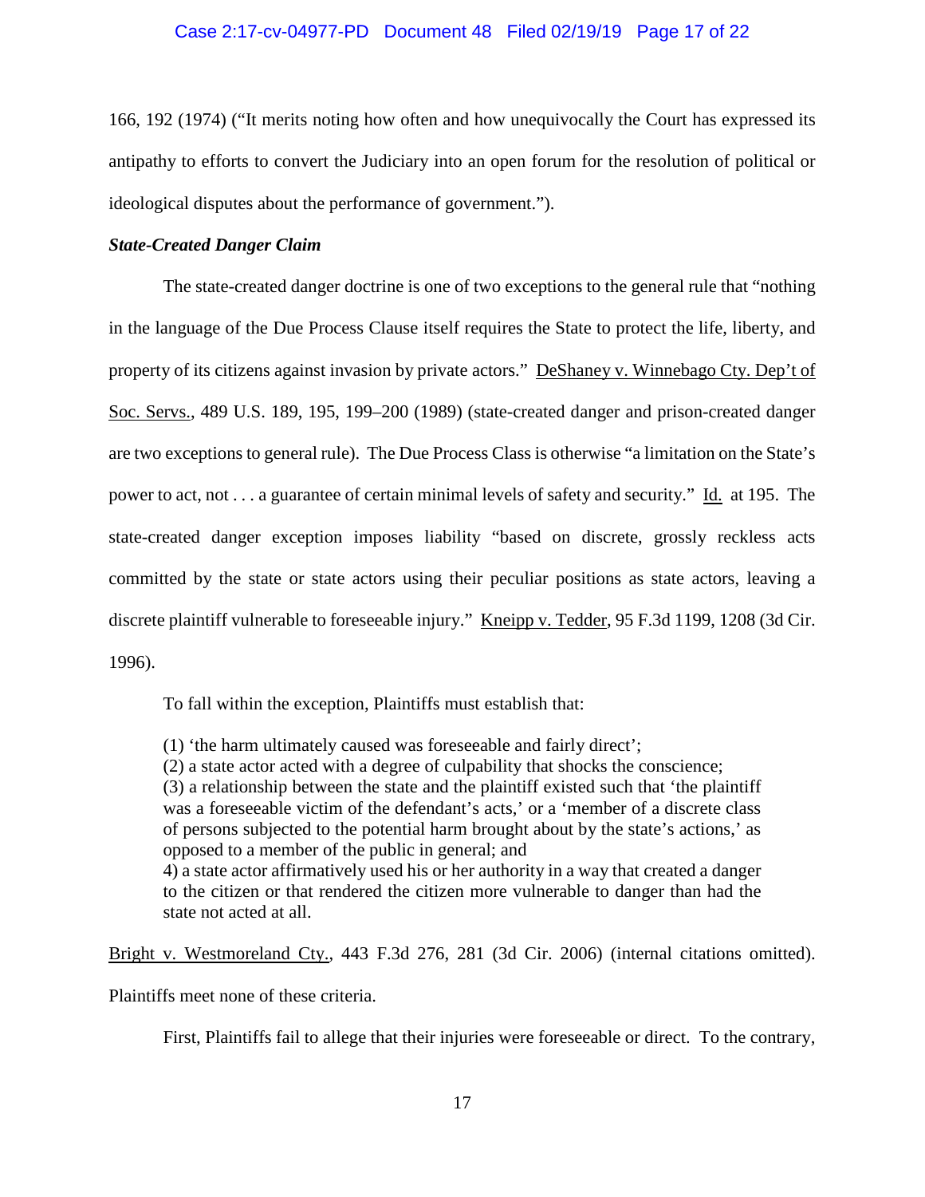166, 192 (1974) ("It merits noting how often and how unequivocally the Court has expressed its antipathy to efforts to convert the Judiciary into an open forum for the resolution of political or ideological disputes about the performance of government.").

***State-Created Danger Claim***

The state-created danger doctrine is one of two exceptions to the general rule that "nothing in the language of the Due Process Clause itself requires the State to protect the life, liberty, and property of its citizens against invasion by private actors." DeShaney v. Winnebago Cty. Dep't of Soc. Servs., 489 U.S. 189, 195, 199–200 (1989) (state-created danger and prison-created danger are two exceptions to general rule). The Due Process Class is otherwise "a limitation on the State's power to act, not . . . a guarantee of certain minimal levels of safety and security." Id. at 195. The state-created danger exception imposes liability "based on discrete, grossly reckless acts committed by the state or state actors using their peculiar positions as state actors, leaving a discrete plaintiff vulnerable to foreseeable injury." Kneipp v. Tedder, 95 F.3d 1199, 1208 (3d Cir. 1996).

To fall within the exception, Plaintiffs must establish that:

> (1) 'the harm ultimately caused was foreseeable and fairly direct';
> (2) a state actor acted with a degree of culpability that shocks the conscience;
> (3) a relationship between the state and the plaintiff existed such that 'the plaintiff was a foreseeable victim of the defendant's acts,' or a 'member of a discrete class of persons subjected to the potential harm brought about by the state's actions,' as opposed to a member of the public in general; and
> 4) a state actor affirmatively used his or her authority in a way that created a danger to the citizen or that rendered the citizen more vulnerable to danger than had the state not acted at all.

Bright v. Westmoreland Cty., 443 F.3d 276, 281 (3d Cir. 2006) (internal citations omitted). Plaintiffs meet none of these criteria.

First, Plaintiffs fail to allege that their injuries were foreseeable or direct. To the contrary,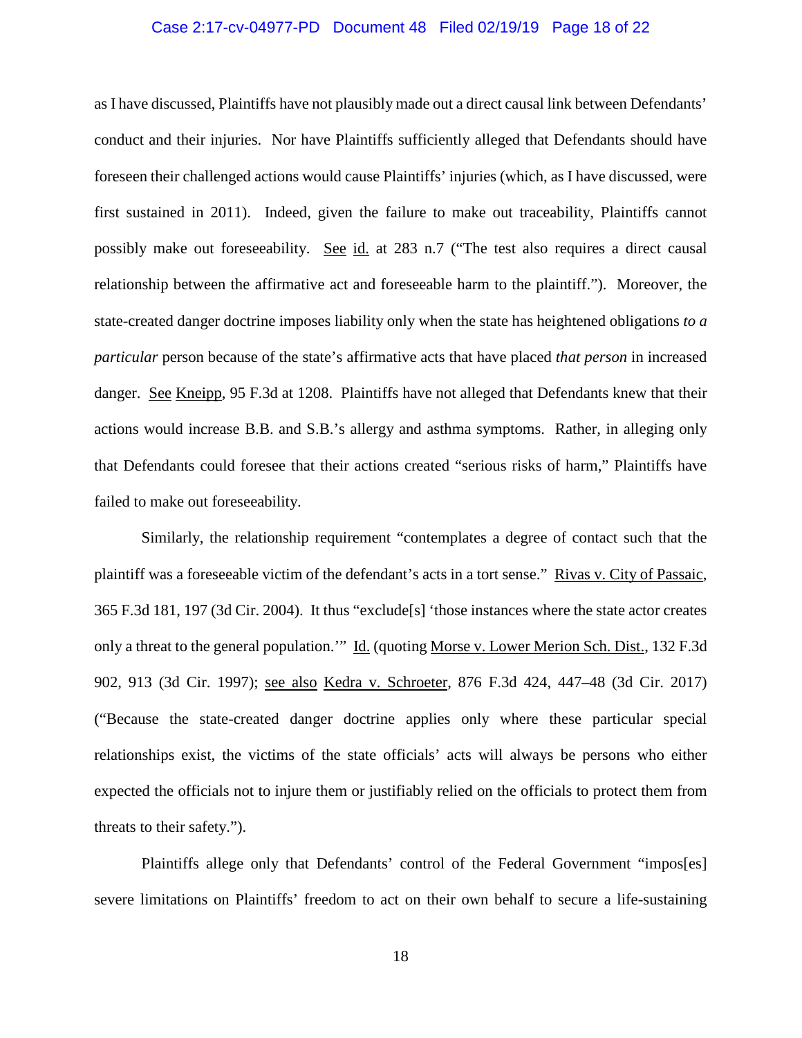as I have discussed, Plaintiffs have not plausibly made out a direct causal link between Defendants' conduct and their injuries. Nor have Plaintiffs sufficiently alleged that Defendants should have foreseen their challenged actions would cause Plaintiffs' injuries (which, as I have discussed, were first sustained in 2011). Indeed, given the failure to make out traceability, Plaintiffs cannot possibly make out foreseeability. See id. at 283 n.7 ("The test also requires a direct causal relationship between the affirmative act and foreseeable harm to the plaintiff."). Moreover, the state-created danger doctrine imposes liability only when the state has heightened obligations *to a particular* person because of the state's affirmative acts that have placed *that person* in increased danger. See Kneipp, 95 F.3d at 1208. Plaintiffs have not alleged that Defendants knew that their actions would increase B.B. and S.B.'s allergy and asthma symptoms. Rather, in alleging only that Defendants could foresee that their actions created "serious risks of harm," Plaintiffs have failed to make out foreseeability.

Similarly, the relationship requirement "contemplates a degree of contact such that the plaintiff was a foreseeable victim of the defendant's acts in a tort sense." Rivas v. City of Passaic, 365 F.3d 181, 197 (3d Cir. 2004). It thus "exclude[s] 'those instances where the state actor creates only a threat to the general population.'" Id. (quoting Morse v. Lower Merion Sch. Dist., 132 F.3d 902, 913 (3d Cir. 1997); see also Kedra v. Schroeter, 876 F.3d 424, 447–48 (3d Cir. 2017) ("Because the state-created danger doctrine applies only where these particular special relationships exist, the victims of the state officials' acts will always be persons who either expected the officials not to injure them or justifiably relied on the officials to protect them from threats to their safety.").

Plaintiffs allege only that Defendants' control of the Federal Government "impos[es] severe limitations on Plaintiffs' freedom to act on their own behalf to secure a life-sustaining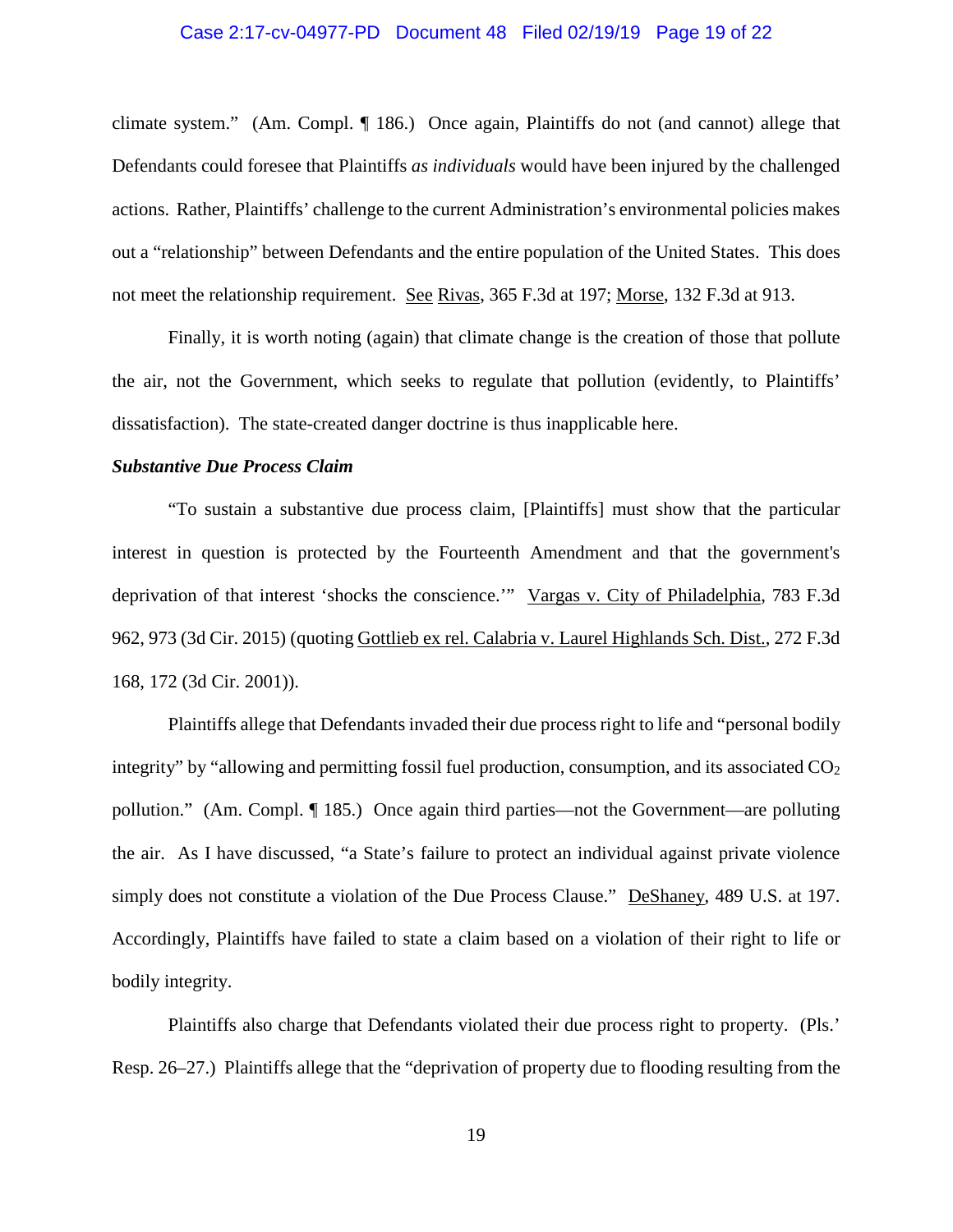climate system." (Am. Compl. ¶ 186.) Once again, Plaintiffs do not (and cannot) allege that Defendants could foresee that Plaintiffs *as individuals* would have been injured by the challenged actions. Rather, Plaintiffs' challenge to the current Administration's environmental policies makes out a "relationship" between Defendants and the entire population of the United States. This does not meet the relationship requirement. See Rivas, 365 F.3d at 197; Morse, 132 F.3d at 913.

Finally, it is worth noting (again) that climate change is the creation of those that pollute the air, not the Government, which seeks to regulate that pollution (evidently, to Plaintiffs' dissatisfaction). The state-created danger doctrine is thus inapplicable here.

***Substantive Due Process Claim***

"To sustain a substantive due process claim, [Plaintiffs] must show that the particular interest in question is protected by the Fourteenth Amendment and that the government's deprivation of that interest 'shocks the conscience.'" Vargas v. City of Philadelphia, 783 F.3d 962, 973 (3d Cir. 2015) (quoting Gottlieb ex rel. Calabria v. Laurel Highlands Sch. Dist., 272 F.3d 168, 172 (3d Cir. 2001)).

Plaintiffs allege that Defendants invaded their due process right to life and "personal bodily integrity" by "allowing and permitting fossil fuel production, consumption, and its associated $CO_2$ pollution." (Am. Compl. ¶ 185.) Once again third parties—not the Government—are polluting the air. As I have discussed, "a State's failure to protect an individual against private violence simply does not constitute a violation of the Due Process Clause." DeShaney, 489 U.S. at 197. Accordingly, Plaintiffs have failed to state a claim based on a violation of their right to life or bodily integrity.

Plaintiffs also charge that Defendants violated their due process right to property. (Pls.' Resp. 26–27.) Plaintiffs allege that the "deprivation of property due to flooding resulting from the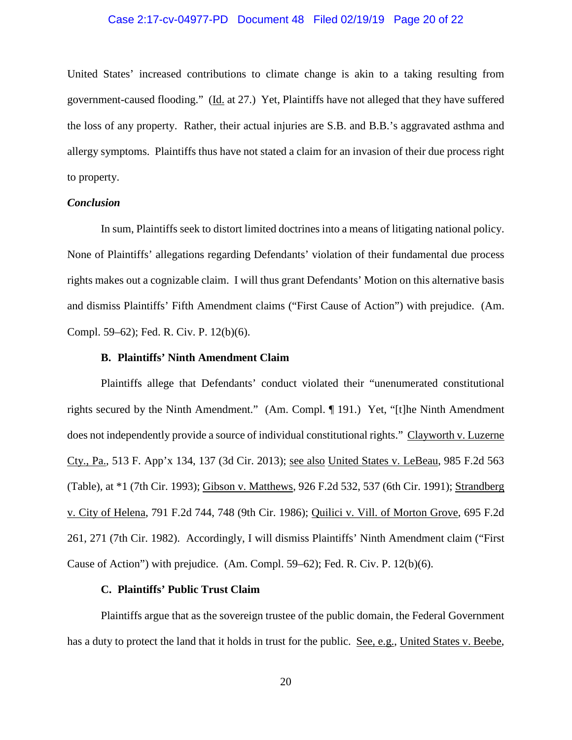United States' increased contributions to climate change is akin to a taking resulting from government-caused flooding." (Id. at 27.) Yet, Plaintiffs have not alleged that they have suffered the loss of any property. Rather, their actual injuries are S.B. and B.B.'s aggravated asthma and allergy symptoms. Plaintiffs thus have not stated a claim for an invasion of their due process right to property.

***Conclusion***

In sum, Plaintiffs seek to distort limited doctrines into a means of litigating national policy. None of Plaintiffs' allegations regarding Defendants' violation of their fundamental due process rights makes out a cognizable claim. I will thus grant Defendants' Motion on this alternative basis and dismiss Plaintiffs' Fifth Amendment claims ("First Cause of Action") with prejudice. (Am. Compl. 59–62); Fed. R. Civ. P. 12(b)(6).

### B. Plaintiffs' Ninth Amendment Claim

Plaintiffs allege that Defendants' conduct violated their "unenumerated constitutional rights secured by the Ninth Amendment." (Am. Compl. ¶ 191.) Yet, "[t]he Ninth Amendment does not independently provide a source of individual constitutional rights." Clayworth v. Luzerne Cty., Pa., 513 F. App'x 134, 137 (3d Cir. 2013); see also United States v. LeBeau, 985 F.2d 563 (Table), at *1 (7th Cir. 1993); Gibson v. Matthews, 926 F.2d 532, 537 (6th Cir. 1991); Strandberg v. City of Helena, 791 F.2d 744, 748 (9th Cir. 1986); Quilici v. Vill. of Morton Grove, 695 F.2d 261, 271 (7th Cir. 1982). Accordingly, I will dismiss Plaintiffs' Ninth Amendment claim ("First Cause of Action") with prejudice. (Am. Compl. 59–62); Fed. R. Civ. P. 12(b)(6).

### C. Plaintiffs' Public Trust Claim

Plaintiffs argue that as the sovereign trustee of the public domain, the Federal Government has a duty to protect the land that it holds in trust for the public. See, e.g., United States v. Beebe,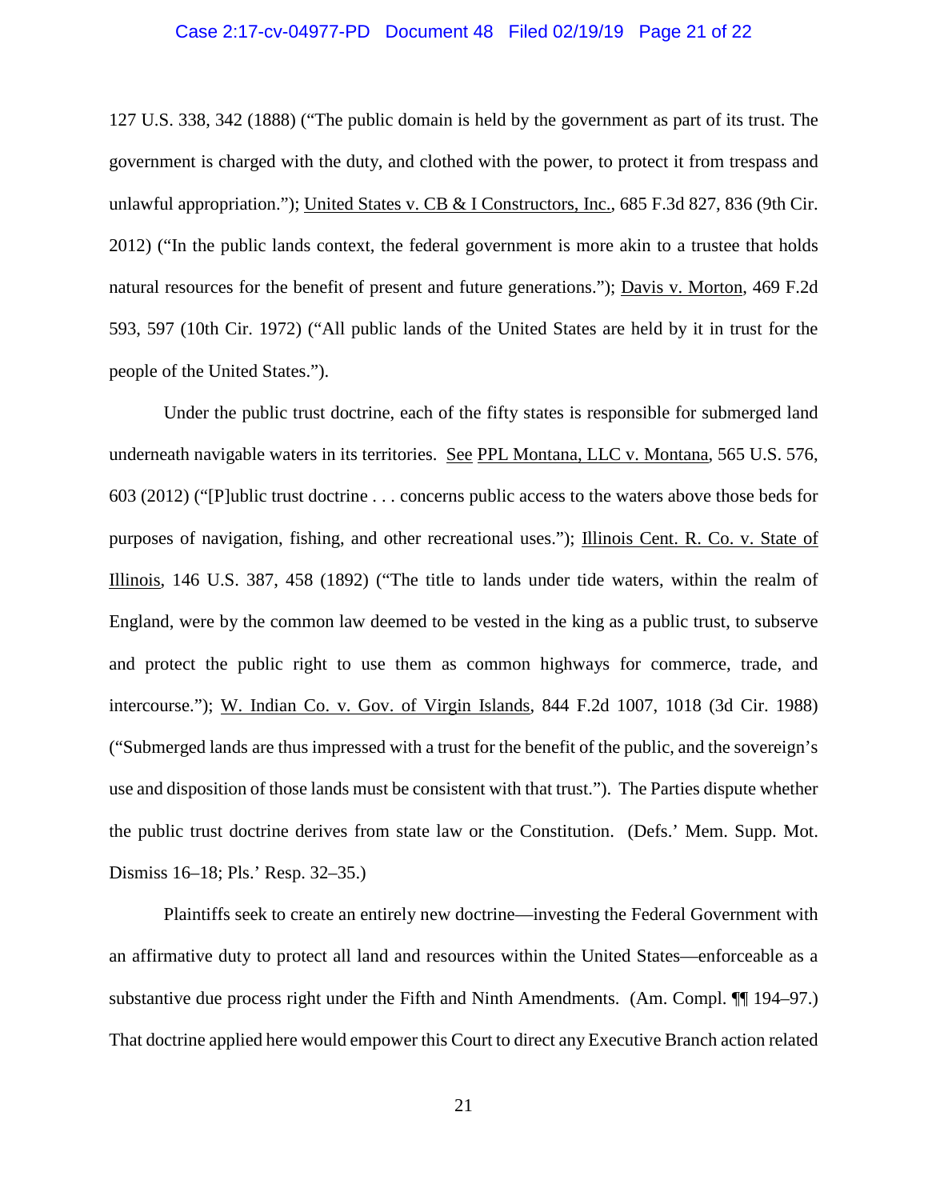127 U.S. 338, 342 (1888) ("The public domain is held by the government as part of its trust. The government is charged with the duty, and clothed with the power, to protect it from trespass and unlawful appropriation."); United States v. CB & I Constructors, Inc., 685 F.3d 827, 836 (9th Cir. 2012) ("In the public lands context, the federal government is more akin to a trustee that holds natural resources for the benefit of present and future generations."); Davis v. Morton, 469 F.2d 593, 597 (10th Cir. 1972) ("All public lands of the United States are held by it in trust for the people of the United States.").

Under the public trust doctrine, each of the fifty states is responsible for submerged land underneath navigable waters in its territories. See PPL Montana, LLC v. Montana, 565 U.S. 576, 603 (2012) ("[P]ublic trust doctrine . . . concerns public access to the waters above those beds for purposes of navigation, fishing, and other recreational uses."); Illinois Cent. R. Co. v. State of Illinois, 146 U.S. 387, 458 (1892) ("The title to lands under tide waters, within the realm of England, were by the common law deemed to be vested in the king as a public trust, to subserve and protect the public right to use them as common highways for commerce, trade, and intercourse."); W. Indian Co. v. Gov. of Virgin Islands, 844 F.2d 1007, 1018 (3d Cir. 1988) ("Submerged lands are thus impressed with a trust for the benefit of the public, and the sovereign's use and disposition of those lands must be consistent with that trust."). The Parties dispute whether the public trust doctrine derives from state law or the Constitution. (Defs.' Mem. Supp. Mot. Dismiss 16–18; Pls.' Resp. 32–35.)

Plaintiffs seek to create an entirely new doctrine—investing the Federal Government with an affirmative duty to protect all land and resources within the United States—enforceable as a substantive due process right under the Fifth and Ninth Amendments. (Am. Compl. ¶¶ 194–97.) That doctrine applied here would empower this Court to direct any Executive Branch action related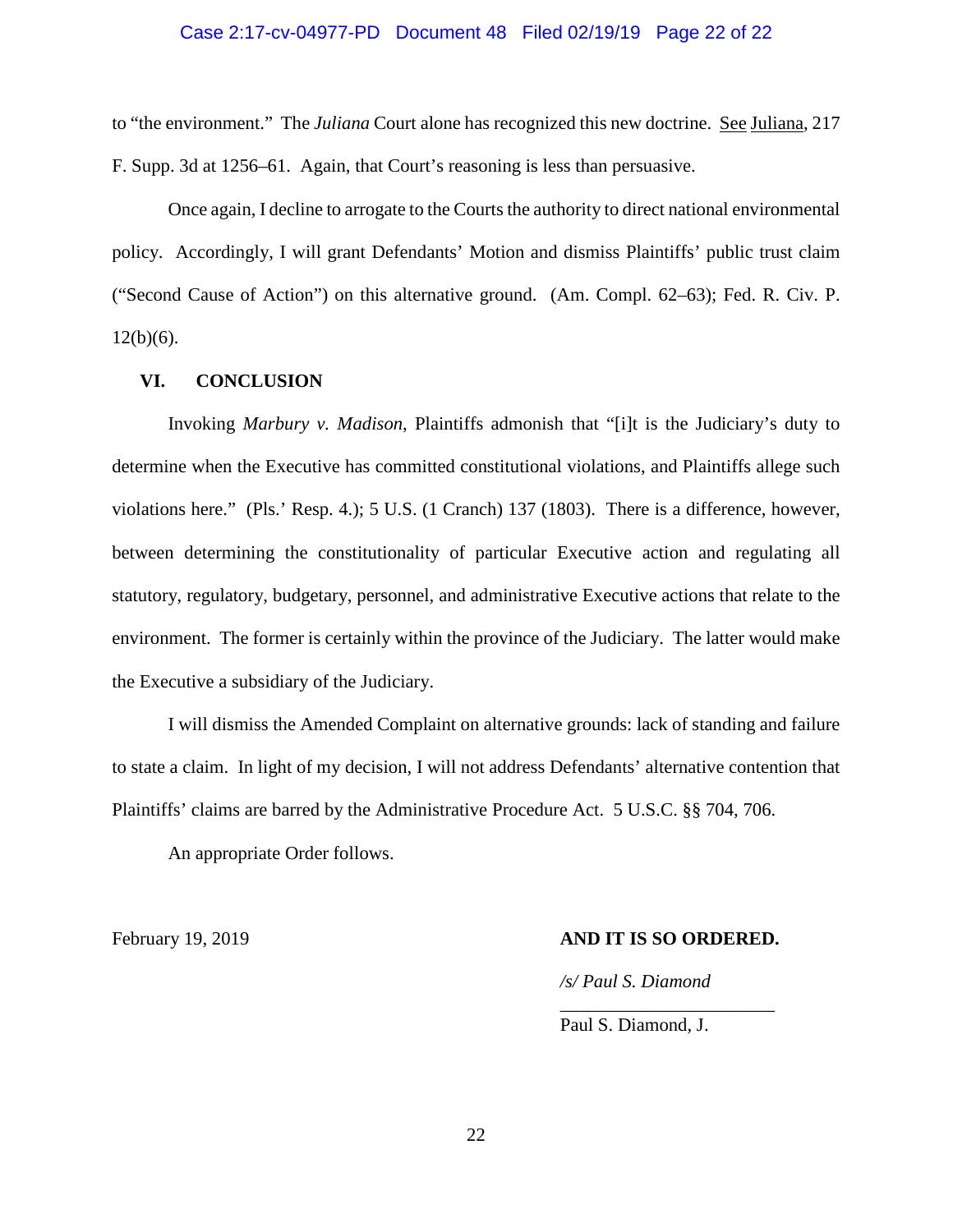to "the environment." The *Juliana* Court alone has recognized this new doctrine. See Juliana, 217 F. Supp. 3d at 1256–61. Again, that Court's reasoning is less than persuasive.

Once again, I decline to arrogate to the Courts the authority to direct national environmental policy. Accordingly, I will grant Defendants' Motion and dismiss Plaintiffs' public trust claim ("Second Cause of Action") on this alternative ground. (Am. Compl. 62–63); Fed. R. Civ. P. 12(b)(6).

## VI. CONCLUSION

Invoking *Marbury v. Madison*, Plaintiffs admonish that "[i]t is the Judiciary's duty to determine when the Executive has committed constitutional violations, and Plaintiffs allege such violations here." (Pls.' Resp. 4.); 5 U.S. (1 Cranch) 137 (1803). There is a difference, however, between determining the constitutionality of particular Executive action and regulating all statutory, regulatory, budgetary, personnel, and administrative Executive actions that relate to the environment. The former is certainly within the province of the Judiciary. The latter would make the Executive a subsidiary of the Judiciary.

I will dismiss the Amended Complaint on alternative grounds: lack of standing and failure to state a claim. In light of my decision, I will not address Defendants' alternative contention that Plaintiffs' claims are barred by the Administrative Procedure Act. 5 U.S.C. §§ 704, 706.

An appropriate Order follows.

February 19, 2019

**AND IT IS SO ORDERED.**

*/s/ Paul S. Diamond*

_______________________

Paul S. Diamond, J.